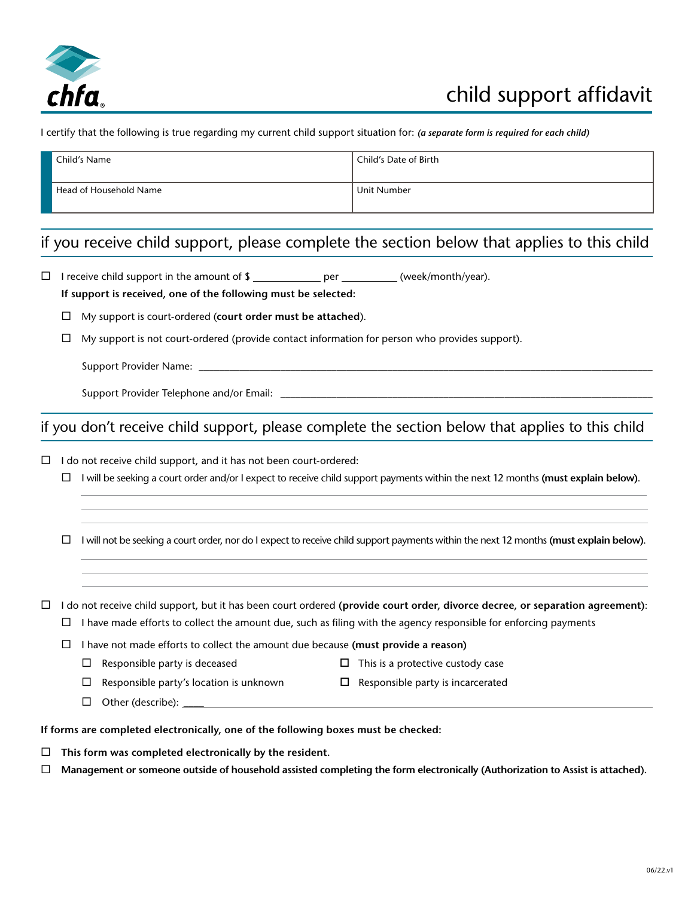chfa

# child support affidavit

I certify that the following is true regarding my current child support situation for: ***(a separate form is required for each child)***

| Child's Name | Child's Date of Birth |
|---|---|
| Head of Household Name | Unit Number |

## if you receive child support, please complete the section below that applies to this child

☐ I receive child support in the amount of $ ____________ per __________ (week/month/year).

**If support is received, one of the following must be selected:**

- ☐ My support is court-ordered (**court order must be attached**).
- ☐ My support is not court-ordered (provide contact information for person who provides support).

  Support Provider Name: ____________________

  Support Provider Telephone and/or Email: ____________________

## if you don't receive child support, please complete the section below that applies to this child

☐ I do not receive child support, and it has not been court-ordered:

- ☐ I will be seeking a court order and/or I expect to receive child support payments within the next 12 months **(must explain below)**.

  ____________________
  ____________________
  ____________________

- ☐ I will not be seeking a court order, nor do I expect to receive child support payments within the next 12 months **(must explain below)**.

  ____________________
  ____________________
  ____________________

☐ I do not receive child support, but it has been court ordered **(provide court order, divorce decree, or separation agreement)**:

- ☐ I have made efforts to collect the amount due, such as filing with the agency responsible for enforcing payments
- ☐ I have not made efforts to collect the amount due because **(must provide a reason)**
  - ☐ Responsible party is deceased
  - ☐ This is a protective custody case
  - ☐ Responsible party's location is unknown
  - ☐ Responsible party is incarcerated
  - ☐ Other (describe): ____________________

**If forms are completed electronically, one of the following boxes must be checked:**

☐ **This form was completed electronically by the resident.**

☐ **Management or someone outside of household assisted completing the form electronically (Authorization to Assist is attached).**

06/22.v1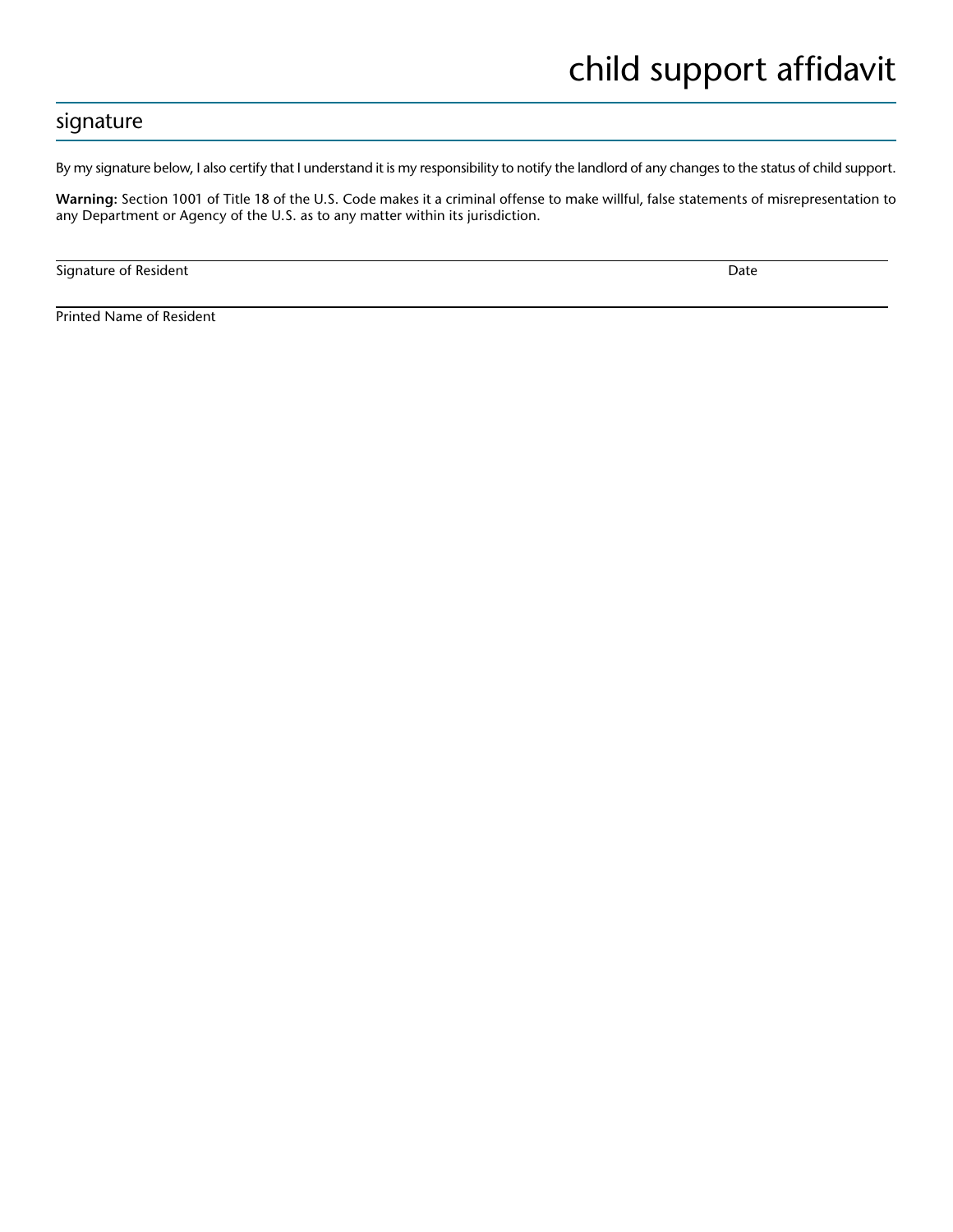# child support affidavit

## signature

By my signature below, I also certify that I understand it is my responsibility to notify the landlord of any changes to the status of child support.

**Warning:** Section 1001 of Title 18 of the U.S. Code makes it a criminal offense to make willful, false statements of misrepresentation to any Department or Agency of the U.S. as to any matter within its jurisdiction.

Signature of Resident Date

Printed Name of Resident